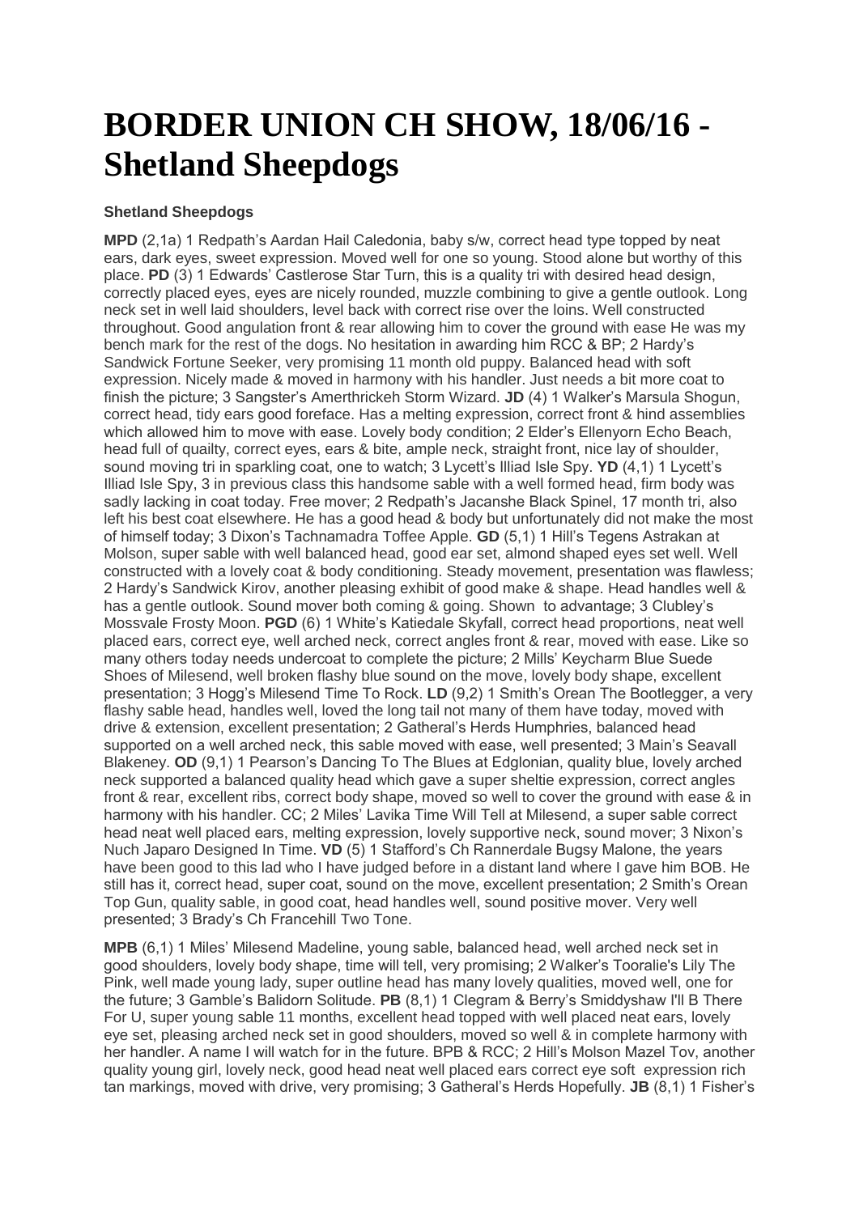# BORDER UNION CH SHOW, 18/06/16 - Shetland Sheepdogs

**Shetland Sheepdogs**

**MPD** (2,1a) 1 Redpath's Aardan Hail Caledonia, baby s/w, correct head type topped by neat ears, dark eyes, sweet expression. Moved well for one so young. Stood alone but worthy of this place. **PD** (3) 1 Edwards' Castlerose Star Turn, this is a quality tri with desired head design, correctly placed eyes, eyes are nicely rounded, muzzle combining to give a gentle outlook. Long neck set in well laid shoulders, level back with correct rise over the loins. Well constructed throughout. Good angulation front & rear allowing him to cover the ground with ease He was my bench mark for the rest of the dogs. No hesitation in awarding him RCC & BP; 2 Hardy's Sandwick Fortune Seeker, very promising 11 month old puppy. Balanced head with soft expression. Nicely made & moved in harmony with his handler. Just needs a bit more coat to finish the picture; 3 Sangster's Amerthrickeh Storm Wizard. **JD** (4) 1 Walker's Marsula Shogun, correct head, tidy ears good foreface. Has a melting expression, correct front & hind assemblies which allowed him to move with ease. Lovely body condition; 2 Elder's Ellenyorn Echo Beach, head full of quailty, correct eyes, ears & bite, ample neck, straight front, nice lay of shoulder, sound moving tri in sparkling coat, one to watch; 3 Lycett's Illiad Isle Spy. **YD** (4,1) 1 Lycett's Illiad Isle Spy, 3 in previous class this handsome sable with a well formed head, firm body was sadly lacking in coat today. Free mover; 2 Redpath's Jacanshe Black Spinel, 17 month tri, also left his best coat elsewhere. He has a good head & body but unfortunately did not make the most of himself today; 3 Dixon's Tachnamadra Toffee Apple. **GD** (5,1) 1 Hill's Tegens Astrakan at Molson, super sable with well balanced head, good ear set, almond shaped eyes set well. Well constructed with a lovely coat & body conditioning. Steady movement, presentation was flawless; 2 Hardy's Sandwick Kirov, another pleasing exhibit of good make & shape. Head handles well & has a gentle outlook. Sound mover both coming & going. Shown to advantage; 3 Clubley's Mossvale Frosty Moon. **PGD** (6) 1 White's Katiedale Skyfall, correct head proportions, neat well placed ears, correct eye, well arched neck, correct angles front & rear, moved with ease. Like so many others today needs undercoat to complete the picture; 2 Mills' Keycharm Blue Suede Shoes of Milesend, well broken flashy blue sound on the move, lovely body shape, excellent presentation; 3 Hogg's Milesend Time To Rock. **LD** (9,2) 1 Smith's Orean The Bootlegger, a very flashy sable head, handles well, loved the long tail not many of them have today, moved with drive & extension, excellent presentation; 2 Gatheral's Herds Humphries, balanced head supported on a well arched neck, this sable moved with ease, well presented; 3 Main's Seavall Blakeney. **OD** (9,1) 1 Pearson's Dancing To The Blues at Edglonian, quality blue, lovely arched neck supported a balanced quality head which gave a super sheltie expression, correct angles front & rear, excellent ribs, correct body shape, moved so well to cover the ground with ease & in harmony with his handler. CC; 2 Miles' Lavika Time Will Tell at Milesend, a super sable correct head neat well placed ears, melting expression, lovely supportive neck, sound mover; 3 Nixon's Nuch Japaro Designed In Time. **VD** (5) 1 Stafford's Ch Rannerdale Bugsy Malone, the years have been good to this lad who I have judged before in a distant land where I gave him BOB. He still has it, correct head, super coat, sound on the move, excellent presentation; 2 Smith's Orean Top Gun, quality sable, in good coat, head handles well, sound positive mover. Very well presented; 3 Brady's Ch Francehill Two Tone.

**MPB** (6,1) 1 Miles' Milesend Madeline, young sable, balanced head, well arched neck set in good shoulders, lovely body shape, time will tell, very promising; 2 Walker's Tooralie's Lily The Pink, well made young lady, super outline head has many lovely qualities, moved well, one for the future; 3 Gamble's Balidorn Solitude. **PB** (8,1) 1 Clegram & Berry's Smiddyshaw I'll B There For U, super young sable 11 months, excellent head topped with well placed neat ears, lovely eye set, pleasing arched neck set in good shoulders, moved so well & in complete harmony with her handler. A name I will watch for in the future. BPB & RCC; 2 Hill's Molson Mazel Tov, another quality young girl, lovely neck, good head neat well placed ears correct eye soft expression rich tan markings, moved with drive, very promising; 3 Gatheral's Herds Hopefully. **JB** (8,1) 1 Fisher's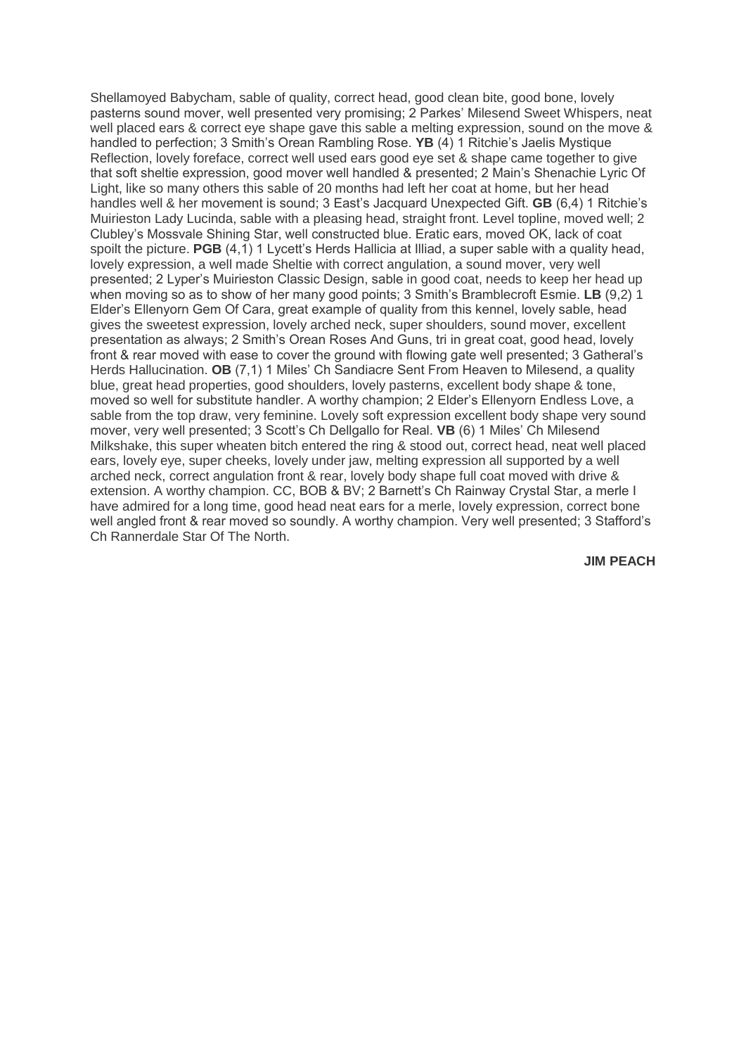Shellamoyed Babycham, sable of quality, correct head, good clean bite, good bone, lovely pasterns sound mover, well presented very promising; 2 Parkes' Milesend Sweet Whispers, neat well placed ears & correct eye shape gave this sable a melting expression, sound on the move & handled to perfection; 3 Smith's Orean Rambling Rose. **YB** (4) 1 Ritchie's Jaelis Mystique Reflection, lovely foreface, correct well used ears good eye set & shape came together to give that soft sheltie expression, good mover well handled & presented; 2 Main's Shenachie Lyric Of Light, like so many others this sable of 20 months had left her coat at home, but her head handles well & her movement is sound; 3 East's Jacquard Unexpected Gift. **GB** (6,4) 1 Ritchie's Muirieston Lady Lucinda, sable with a pleasing head, straight front. Level topline, moved well; 2 Clubley's Mossvale Shining Star, well constructed blue. Eratic ears, moved OK, lack of coat spoilt the picture. **PGB** (4,1) 1 Lycett's Herds Hallicia at Illiad, a super sable with a quality head, lovely expression, a well made Sheltie with correct angulation, a sound mover, very well presented; 2 Lyper's Muirieston Classic Design, sable in good coat, needs to keep her head up when moving so as to show of her many good points; 3 Smith's Bramblecroft Esmie. **LB** (9,2) 1 Elder's Ellenyorn Gem Of Cara, great example of quality from this kennel, lovely sable, head gives the sweetest expression, lovely arched neck, super shoulders, sound mover, excellent presentation as always; 2 Smith's Orean Roses And Guns, tri in great coat, good head, lovely front & rear moved with ease to cover the ground with flowing gate well presented; 3 Gatheral's Herds Hallucination. **OB** (7,1) 1 Miles' Ch Sandiacre Sent From Heaven to Milesend, a quality blue, great head properties, good shoulders, lovely pasterns, excellent body shape & tone, moved so well for substitute handler. A worthy champion; 2 Elder's Ellenyorn Endless Love, a sable from the top draw, very feminine. Lovely soft expression excellent body shape very sound mover, very well presented; 3 Scott's Ch Dellgallo for Real. **VB** (6) 1 Miles' Ch Milesend Milkshake, this super wheaten bitch entered the ring & stood out, correct head, neat well placed ears, lovely eye, super cheeks, lovely under jaw, melting expression all supported by a well arched neck, correct angulation front & rear, lovely body shape full coat moved with drive & extension. A worthy champion. CC, BOB & BV; 2 Barnett's Ch Rainway Crystal Star, a merle I have admired for a long time, good head neat ears for a merle, lovely expression, correct bone well angled front & rear moved so soundly. A worthy champion. Very well presented; 3 Stafford's Ch Rannerdale Star Of The North.

**JIM PEACH**